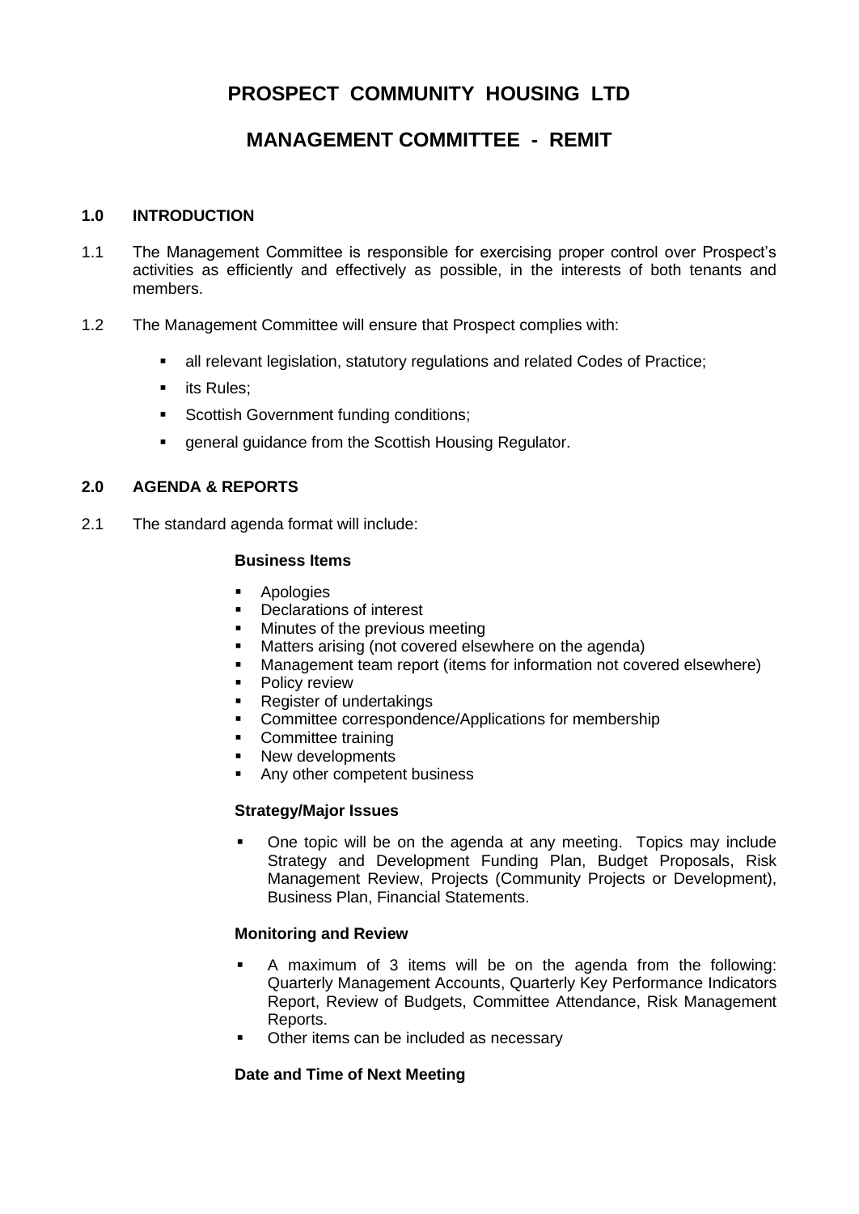# PROSPECT COMMUNITY HOUSING LTD

# MANAGEMENT COMMITTEE - REMIT

## 1.0 INTRODUCTION

1.1 The Management Committee is responsible for exercising proper control over Prospect's activities as efficiently and effectively as possible, in the interests of both tenants and members.

1.2 The Management Committee will ensure that Prospect complies with:

- all relevant legislation, statutory regulations and related Codes of Practice;
- its Rules;
- Scottish Government funding conditions;
- general guidance from the Scottish Housing Regulator.

## 2.0 AGENDA & REPORTS

2.1 The standard agenda format will include:

**Business Items**

- Apologies
- Declarations of interest
- Minutes of the previous meeting
- Matters arising (not covered elsewhere on the agenda)
- Management team report (items for information not covered elsewhere)
- Policy review
- Register of undertakings
- Committee correspondence/Applications for membership
- Committee training
- New developments
- Any other competent business

**Strategy/Major Issues**

- One topic will be on the agenda at any meeting. Topics may include Strategy and Development Funding Plan, Budget Proposals, Risk Management Review, Projects (Community Projects or Development), Business Plan, Financial Statements.

**Monitoring and Review**

- A maximum of 3 items will be on the agenda from the following: Quarterly Management Accounts, Quarterly Key Performance Indicators Report, Review of Budgets, Committee Attendance, Risk Management Reports.
- Other items can be included as necessary

**Date and Time of Next Meeting**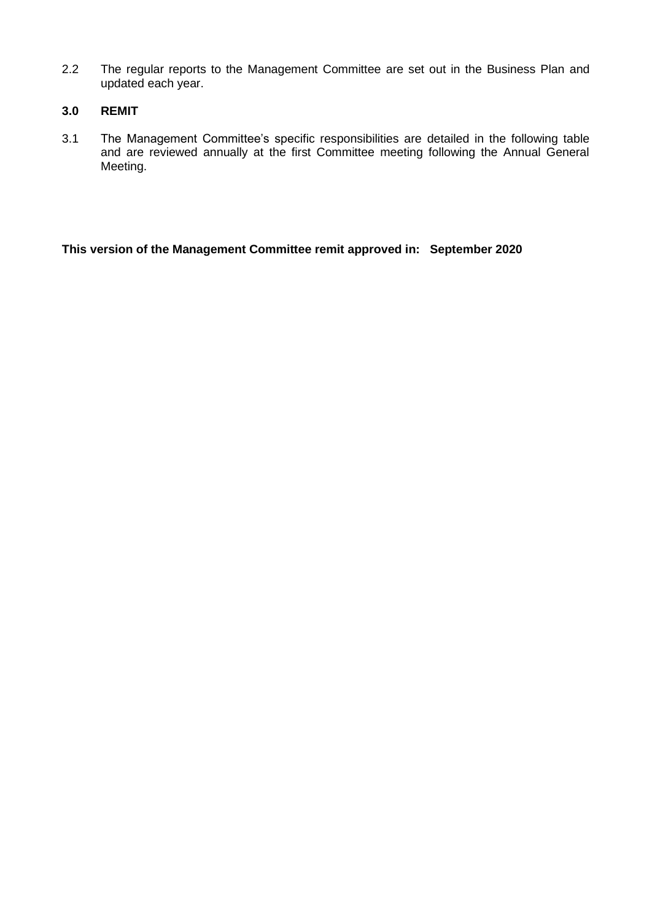2.2 The regular reports to the Management Committee are set out in the Business Plan and updated each year.

## 3.0 REMIT

3.1 The Management Committee's specific responsibilities are detailed in the following table and are reviewed annually at the first Committee meeting following the Annual General Meeting.

**This version of the Management Committee remit approved in: September 2020**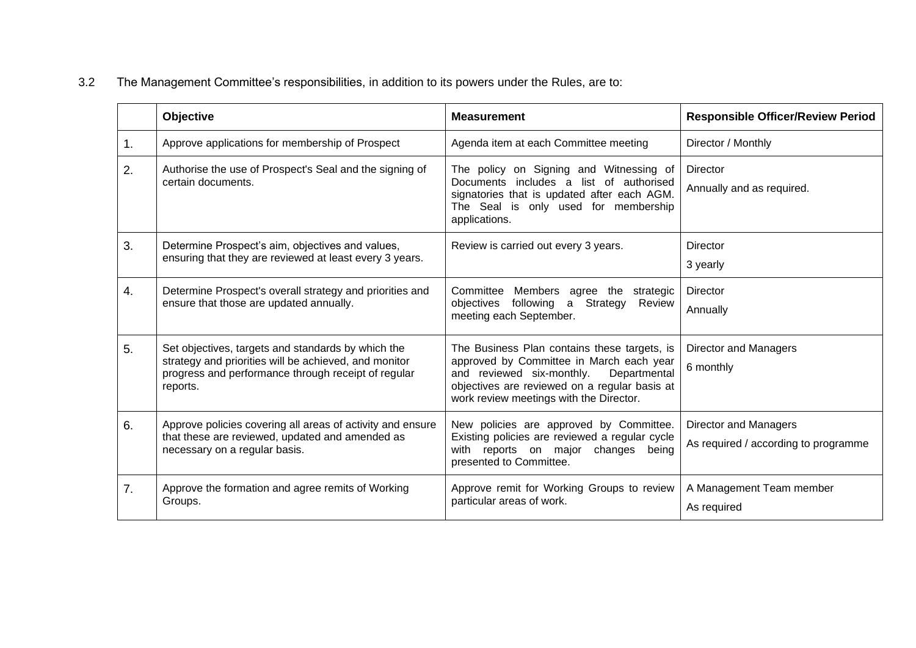3.2 The Management Committee's responsibilities, in addition to its powers under the Rules, are to:

| | Objective | Measurement | Responsible Officer/Review Period |
|---|---|---|---|
| 1. | Approve applications for membership of Prospect | Agenda item at each Committee meeting | Director / Monthly |
| 2. | Authorise the use of Prospect's Seal and the signing of certain documents. | The policy on Signing and Witnessing of Documents includes a list of authorised signatories that is updated after each AGM. The Seal is only used for membership applications. | Director<br>Annually and as required. |
| 3. | Determine Prospect's aim, objectives and values, ensuring that they are reviewed at least every 3 years. | Review is carried out every 3 years. | Director<br>3 yearly |
| 4. | Determine Prospect's overall strategy and priorities and ensure that those are updated annually. | Committee Members agree the strategic objectives following a Strategy Review meeting each September. | Director<br>Annually |
| 5. | Set objectives, targets and standards by which the strategy and priorities will be achieved, and monitor progress and performance through receipt of regular reports. | The Business Plan contains these targets, is approved by Committee in March each year and reviewed six-monthly. Departmental objectives are reviewed on a regular basis at work review meetings with the Director. | Director and Managers<br>6 monthly |
| 6. | Approve policies covering all areas of activity and ensure that these are reviewed, updated and amended as necessary on a regular basis. | New policies are approved by Committee. Existing policies are reviewed a regular cycle with reports on major changes being presented to Committee. | Director and Managers<br>As required / according to programme |
| 7. | Approve the formation and agree remits of Working Groups. | Approve remit for Working Groups to review particular areas of work. | A Management Team member<br>As required |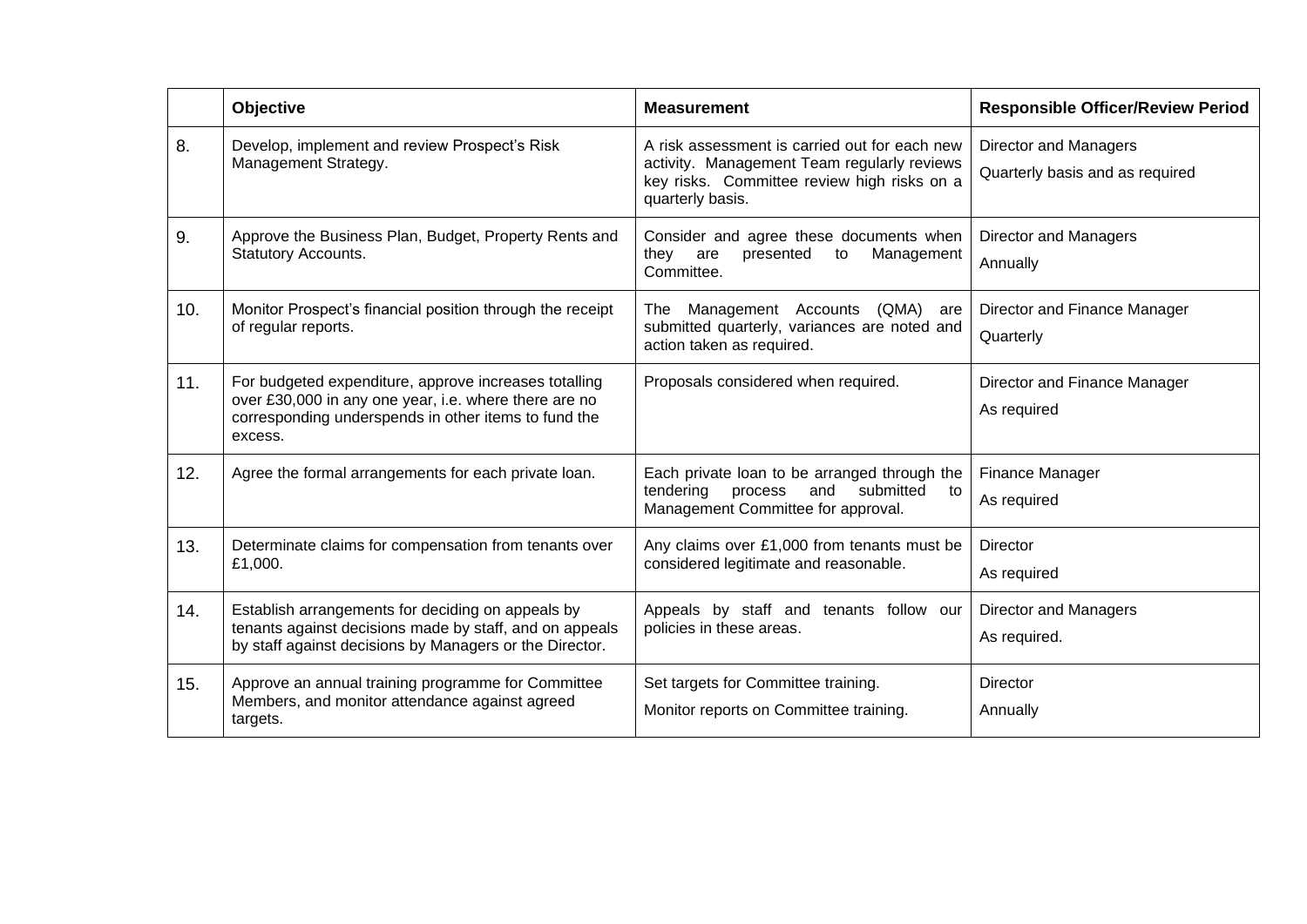| | Objective | Measurement | Responsible Officer/Review Period |
|---|---|---|---|
| 8. | Develop, implement and review Prospect's Risk Management Strategy. | A risk assessment is carried out for each new activity. Management Team regularly reviews key risks. Committee review high risks on a quarterly basis. | Director and Managers<br>Quarterly basis and as required |
| 9. | Approve the Business Plan, Budget, Property Rents and Statutory Accounts. | Consider and agree these documents when they are presented to Management Committee. | Director and Managers<br>Annually |
| 10. | Monitor Prospect's financial position through the receipt of regular reports. | The Management Accounts (QMA) are submitted quarterly, variances are noted and action taken as required. | Director and Finance Manager<br>Quarterly |
| 11. | For budgeted expenditure, approve increases totalling over £30,000 in any one year, i.e. where there are no corresponding underspends in other items to fund the excess. | Proposals considered when required. | Director and Finance Manager<br>As required |
| 12. | Agree the formal arrangements for each private loan. | Each private loan to be arranged through the tendering process and submitted to Management Committee for approval. | Finance Manager<br>As required |
| 13. | Determinate claims for compensation from tenants over £1,000. | Any claims over £1,000 from tenants must be considered legitimate and reasonable. | Director<br>As required |
| 14. | Establish arrangements for deciding on appeals by tenants against decisions made by staff, and on appeals by staff against decisions by Managers or the Director. | Appeals by staff and tenants follow our policies in these areas. | Director and Managers<br>As required. |
| 15. | Approve an annual training programme for Committee Members, and monitor attendance against agreed targets. | Set targets for Committee training.<br>Monitor reports on Committee training. | Director<br>Annually |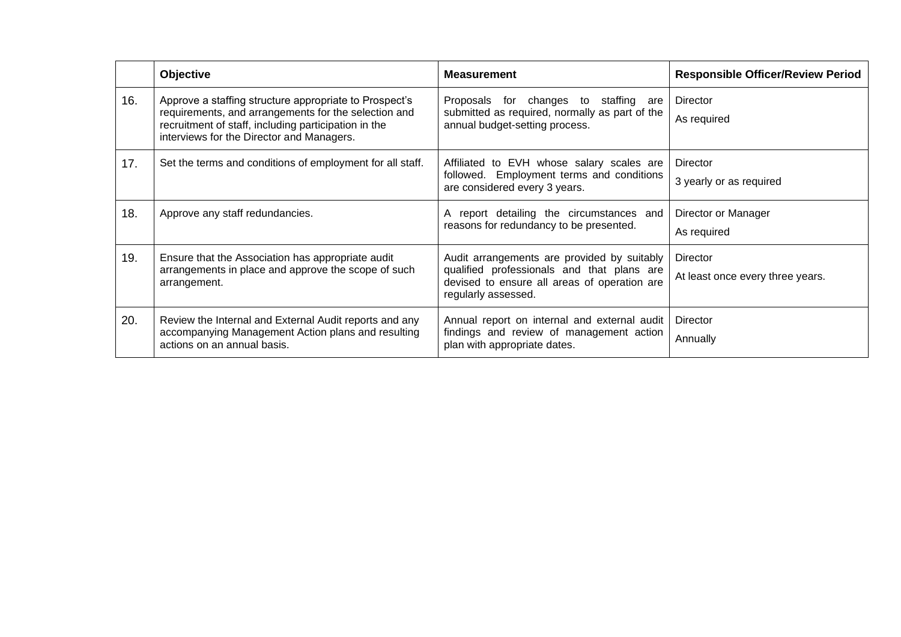| | Objective | Measurement | Responsible Officer/Review Period |
|---|---|---|---|
| 16. | Approve a staffing structure appropriate to Prospect's requirements, and arrangements for the selection and recruitment of staff, including participation in the interviews for the Director and Managers. | Proposals for changes to staffing are submitted as required, normally as part of the annual budget-setting process. | Director<br>As required |
| 17. | Set the terms and conditions of employment for all staff. | Affiliated to EVH whose salary scales are followed. Employment terms and conditions are considered every 3 years. | Director<br>3 yearly or as required |
| 18. | Approve any staff redundancies. | A report detailing the circumstances and reasons for redundancy to be presented. | Director or Manager<br>As required |
| 19. | Ensure that the Association has appropriate audit arrangements in place and approve the scope of such arrangement. | Audit arrangements are provided by suitably qualified professionals and that plans are devised to ensure all areas of operation are regularly assessed. | Director<br>At least once every three years. |
| 20. | Review the Internal and External Audit reports and any accompanying Management Action plans and resulting actions on an annual basis. | Annual report on internal and external audit findings and review of management action plan with appropriate dates. | Director<br>Annually |